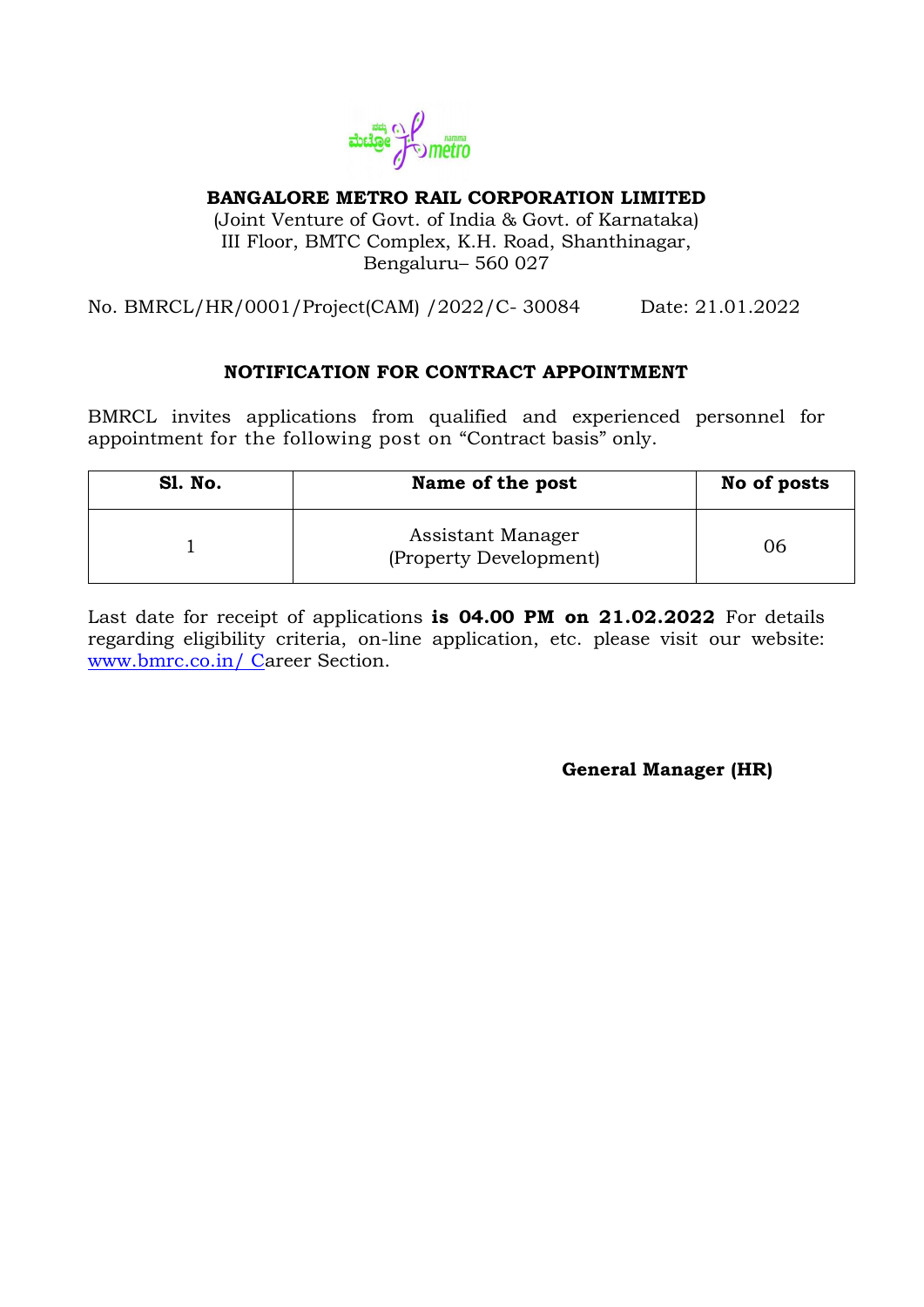**BANGALORE METRO RAIL CORPORATION LIMITED**

(Joint Venture of Govt. of India & Govt. of Karnataka)
III Floor, BMTC Complex, K.H. Road, Shanthinagar,
Bengaluru– 560 027

No. BMRCL/HR/0001/Project(CAM) /2022/C- 30084 Date: 21.01.2022

## NOTIFICATION FOR CONTRACT APPOINTMENT

BMRCL invites applications from qualified and experienced personnel for appointment for the following post on "Contract basis" only.

| Sl. No. | Name of the post | No of posts |
|---|---|---|
| 1 | Assistant Manager (Property Development) | 06 |

Last date for receipt of applications **is 04.00 PM on 21.02.2022** For details regarding eligibility criteria, on-line application, etc. please visit our website: www.bmrc.co.in/ Career Section.

**General Manager (HR)**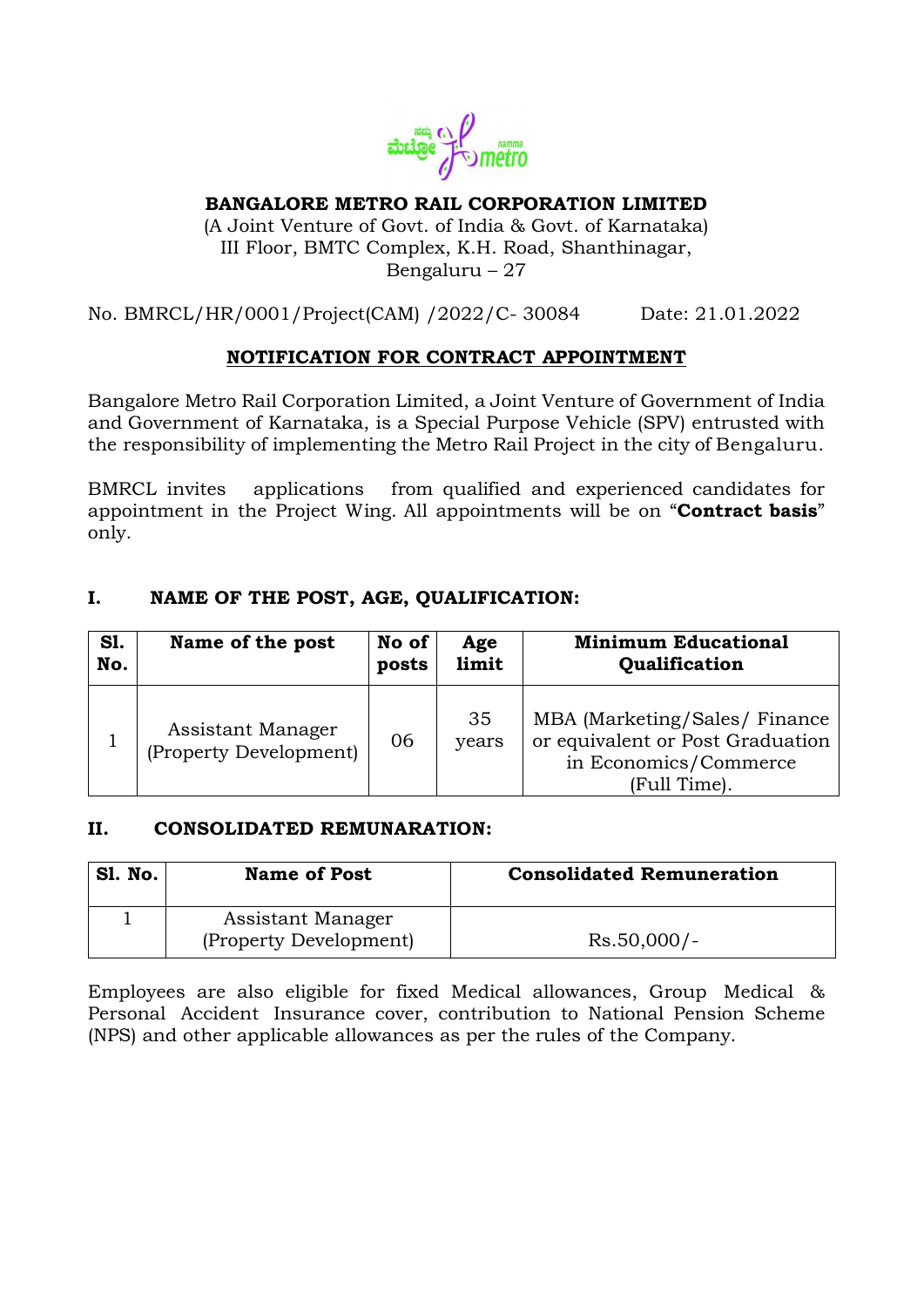**BANGALORE METRO RAIL CORPORATION LIMITED**
(A Joint Venture of Govt. of India & Govt. of Karnataka)
III Floor, BMTC Complex, K.H. Road, Shanthinagar,
Bengaluru – 27

No. BMRCL/HR/0001/Project(CAM) /2022/C- 30084 Date: 21.01.2022

## NOTIFICATION FOR CONTRACT APPOINTMENT

Bangalore Metro Rail Corporation Limited, a Joint Venture of Government of India and Government of Karnataka, is a Special Purpose Vehicle (SPV) entrusted with the responsibility of implementing the Metro Rail Project in the city of Bengaluru.

BMRCL invites applications from qualified and experienced candidates for appointment in the Project Wing. All appointments will be on "**Contract basis**" only.

### I. NAME OF THE POST, AGE, QUALIFICATION:

| Sl. No. | Name of the post | No of posts | Age limit | Minimum Educational Qualification |
|---|---|---|---|---|
| 1 | Assistant Manager (Property Development) | 06 | 35 years | MBA (Marketing/Sales/ Finance or equivalent or Post Graduation in Economics/Commerce (Full Time). |

### II. CONSOLIDATED REMUNARATION:

| Sl. No. | Name of Post | Consolidated Remuneration |
|---|---|---|
| 1 | Assistant Manager (Property Development) | Rs.50,000/- |

Employees are also eligible for fixed Medical allowances, Group Medical & Personal Accident Insurance cover, contribution to National Pension Scheme (NPS) and other applicable allowances as per the rules of the Company.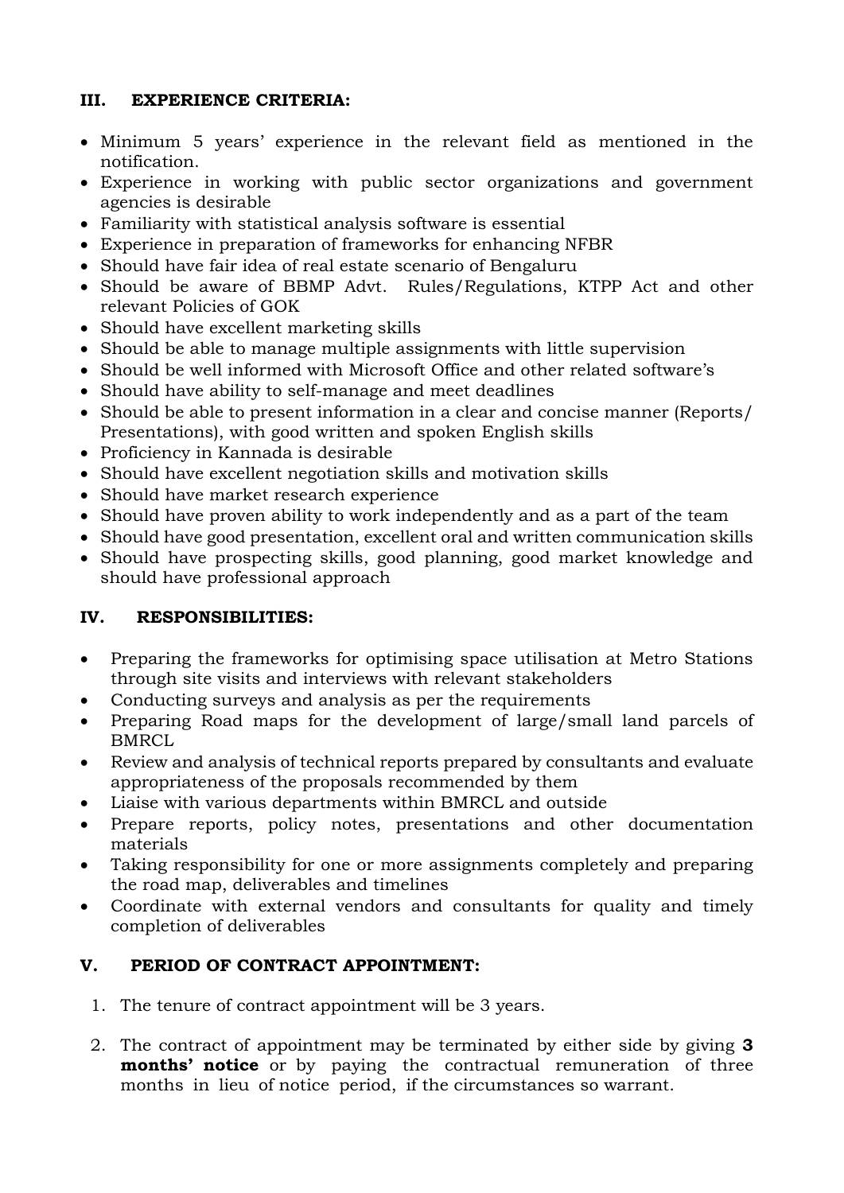## III. EXPERIENCE CRITERIA:

- Minimum 5 years' experience in the relevant field as mentioned in the notification.
- Experience in working with public sector organizations and government agencies is desirable
- Familiarity with statistical analysis software is essential
- Experience in preparation of frameworks for enhancing NFBR
- Should have fair idea of real estate scenario of Bengaluru
- Should be aware of BBMP Advt. Rules/Regulations, KTPP Act and other relevant Policies of GOK
- Should have excellent marketing skills
- Should be able to manage multiple assignments with little supervision
- Should be well informed with Microsoft Office and other related software's
- Should have ability to self-manage and meet deadlines
- Should be able to present information in a clear and concise manner (Reports/ Presentations), with good written and spoken English skills
- Proficiency in Kannada is desirable
- Should have excellent negotiation skills and motivation skills
- Should have market research experience
- Should have proven ability to work independently and as a part of the team
- Should have good presentation, excellent oral and written communication skills
- Should have prospecting skills, good planning, good market knowledge and should have professional approach

## IV. RESPONSIBILITIES:

- Preparing the frameworks for optimising space utilisation at Metro Stations through site visits and interviews with relevant stakeholders
- Conducting surveys and analysis as per the requirements
- Preparing Road maps for the development of large/small land parcels of BMRCL
- Review and analysis of technical reports prepared by consultants and evaluate appropriateness of the proposals recommended by them
- Liaise with various departments within BMRCL and outside
- Prepare reports, policy notes, presentations and other documentation materials
- Taking responsibility for one or more assignments completely and preparing the road map, deliverables and timelines
- Coordinate with external vendors and consultants for quality and timely completion of deliverables

## V. PERIOD OF CONTRACT APPOINTMENT:

1. The tenure of contract appointment will be 3 years.
2. The contract of appointment may be terminated by either side by giving **3 months' notice** or by paying the contractual remuneration of three months in lieu of notice period, if the circumstances so warrant.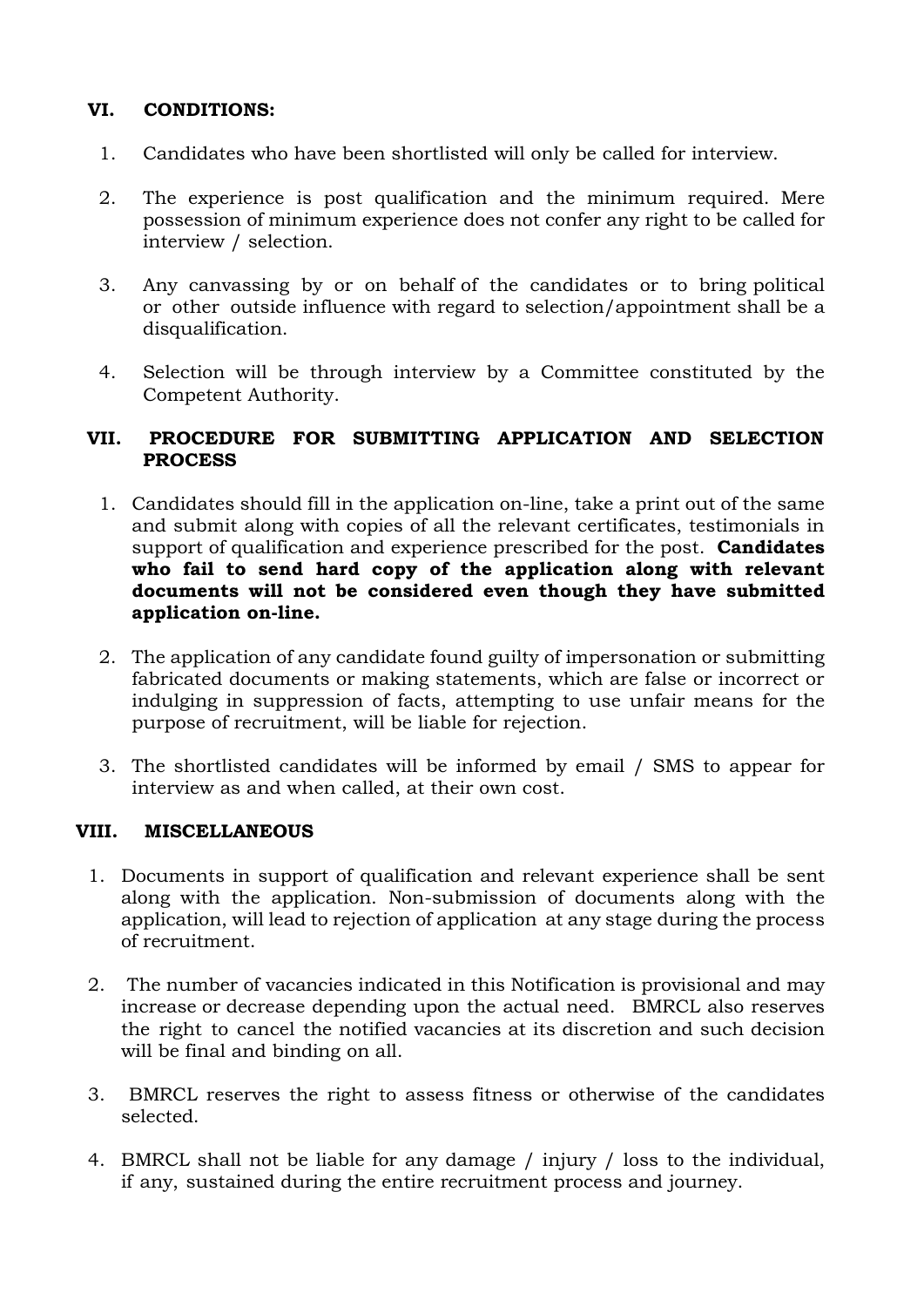## VI. CONDITIONS:

1. Candidates who have been shortlisted will only be called for interview.

2. The experience is post qualification and the minimum required. Mere possession of minimum experience does not confer any right to be called for interview / selection.

3. Any canvassing by or on behalf of the candidates or to bring political or other outside influence with regard to selection/appointment shall be a disqualification.

4. Selection will be through interview by a Committee constituted by the Competent Authority.

## VII. PROCEDURE FOR SUBMITTING APPLICATION AND SELECTION PROCESS

1. Candidates should fill in the application on-line, take a print out of the same and submit along with copies of all the relevant certificates, testimonials in support of qualification and experience prescribed for the post. **Candidates who fail to send hard copy of the application along with relevant documents will not be considered even though they have submitted application on-line.**

2. The application of any candidate found guilty of impersonation or submitting fabricated documents or making statements, which are false or incorrect or indulging in suppression of facts, attempting to use unfair means for the purpose of recruitment, will be liable for rejection.

3. The shortlisted candidates will be informed by email / SMS to appear for interview as and when called, at their own cost.

## VIII. MISCELLANEOUS

1. Documents in support of qualification and relevant experience shall be sent along with the application. Non-submission of documents along with the application, will lead to rejection of application at any stage during the process of recruitment.

2. The number of vacancies indicated in this Notification is provisional and may increase or decrease depending upon the actual need. BMRCL also reserves the right to cancel the notified vacancies at its discretion and such decision will be final and binding on all.

3. BMRCL reserves the right to assess fitness or otherwise of the candidates selected.

4. BMRCL shall not be liable for any damage / injury / loss to the individual, if any, sustained during the entire recruitment process and journey.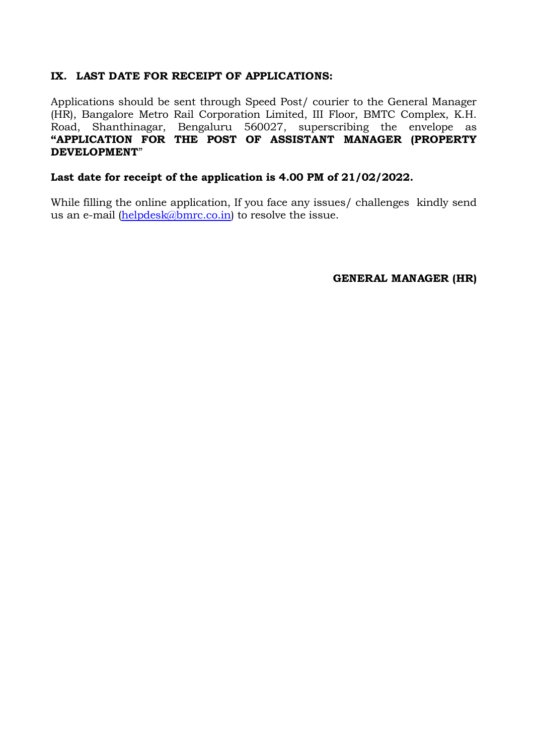## IX. LAST DATE FOR RECEIPT OF APPLICATIONS:

Applications should be sent through Speed Post/ courier to the General Manager (HR), Bangalore Metro Rail Corporation Limited, III Floor, BMTC Complex, K.H. Road, Shanthinagar, Bengaluru 560027, superscribing the envelope as **"APPLICATION FOR THE POST OF ASSISTANT MANAGER (PROPERTY DEVELOPMENT"**

**Last date for receipt of the application is 4.00 PM of 21/02/2022.**

While filling the online application, If you face any issues/ challenges kindly send us an e-mail (helpdesk@bmrc.co.in) to resolve the issue.

**GENERAL MANAGER (HR)**